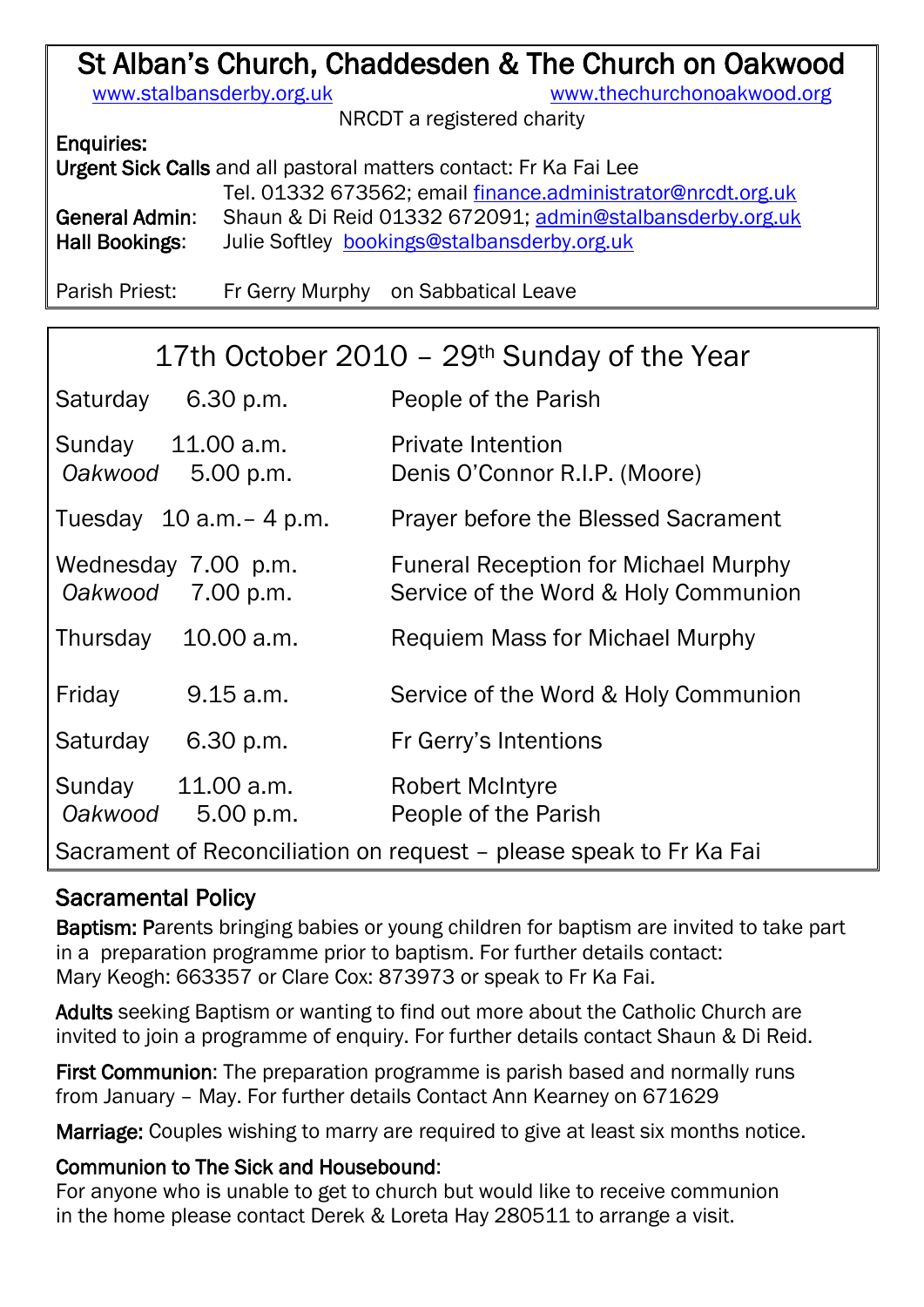# St Alban's Church, Chaddesden & The Church on Oakwood

www.stalbansderby.org.uk www.thechurchonoakwood.org

NRCDT a registered charity

**Enquiries:**

**Urgent Sick Calls** and all pastoral matters contact: Fr Ka Fai Lee
Tel. 01332 673562; email finance.administrator@nrcdt.org.uk

**General Admin:** Shaun & Di Reid 01332 672091; admin@stalbansderby.org.uk

**Hall Bookings:** Julie Softley bookings@stalbansderby.org.uk

Parish Priest: Fr Gerry Murphy on Sabbatical Leave

## 17th October 2010 – 29th Sunday of the Year

| | | |
|---|---|---|
| Saturday | 6.30 p.m. | People of the Parish |
| Sunday | 11.00 a.m. | Private Intention |
| *Oakwood* | 5.00 p.m. | Denis O'Connor R.I.P. (Moore) |
| Tuesday | 10 a.m.– 4 p.m. | Prayer before the Blessed Sacrament |
| Wednesday | 7.00 p.m. | Funeral Reception for Michael Murphy |
| *Oakwood* | 7.00 p.m. | Service of the Word & Holy Communion |
| Thursday | 10.00 a.m. | Requiem Mass for Michael Murphy |
| Friday | 9.15 a.m. | Service of the Word & Holy Communion |
| Saturday | 6.30 p.m. | Fr Gerry's Intentions |
| Sunday | 11.00 a.m. | Robert McIntyre |
| *Oakwood* | 5.00 p.m. | People of the Parish |

Sacrament of Reconciliation on request – please speak to Fr Ka Fai

## Sacramental Policy

**Baptism:** Parents bringing babies or young children for baptism are invited to take part in a preparation programme prior to baptism. For further details contact: Mary Keogh: 663357 or Clare Cox: 873973 or speak to Fr Ka Fai.

**Adults** seeking Baptism or wanting to find out more about the Catholic Church are invited to join a programme of enquiry. For further details contact Shaun & Di Reid.

**First Communion**: The preparation programme is parish based and normally runs from January – May. For further details Contact Ann Kearney on 671629

**Marriage:** Couples wishing to marry are required to give at least six months notice.

**Communion to The Sick and Housebound**:
For anyone who is unable to get to church but would like to receive communion in the home please contact Derek & Loreta Hay 280511 to arrange a visit.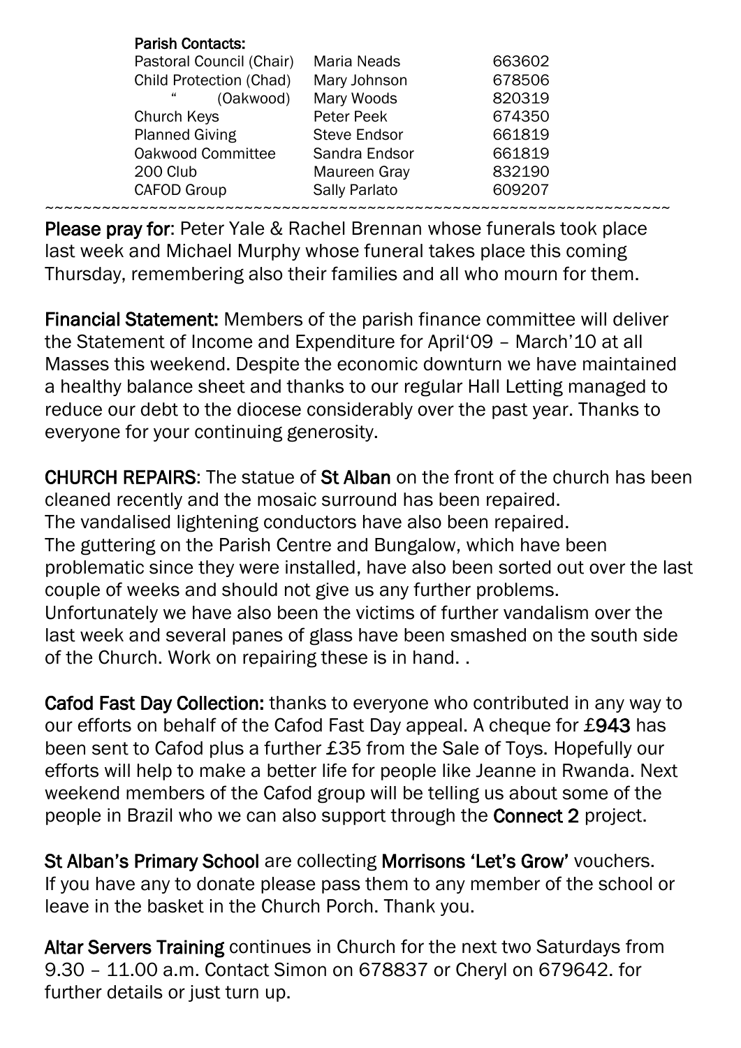**Parish Contacts:**

| | | |
|---|---|---|
| Pastoral Council (Chair) | Maria Neads | 663602 |
| Child Protection (Chad) | Mary Johnson | 678506 |
| " (Oakwood) | Mary Woods | 820319 |
| Church Keys | Peter Peek | 674350 |
| Planned Giving | Steve Endsor | 661819 |
| Oakwood Committee | Sandra Endsor | 661819 |
| 200 Club | Maureen Gray | 832190 |
| CAFOD Group | Sally Parlato | 609207 |

~~~~~~~~~~~~~~~~~~~~~~~~~~~~~~~~~~~~~~~~~~~~~~~~~~~~~~~~~~~~~~~~~~~~~~~~

**Please pray for**: Peter Yale & Rachel Brennan whose funerals took place last week and Michael Murphy whose funeral takes place this coming Thursday, remembering also their families and all who mourn for them.

**Financial Statement:** Members of the parish finance committee will deliver the Statement of Income and Expenditure for April'09 – March'10 at all Masses this weekend. Despite the economic downturn we have maintained a healthy balance sheet and thanks to our regular Hall Letting managed to reduce our debt to the diocese considerably over the past year. Thanks to everyone for your continuing generosity.

**CHURCH REPAIRS**: The statue of **St Alban** on the front of the church has been cleaned recently and the mosaic surround has been repaired.
The vandalised lightening conductors have also been repaired.
The guttering on the Parish Centre and Bungalow, which have been problematic since they were installed, have also been sorted out over the last couple of weeks and should not give us any further problems.
Unfortunately we have also been the victims of further vandalism over the last week and several panes of glass have been smashed on the south side of the Church. Work on repairing these is in hand. .

**Cafod Fast Day Collection:** thanks to everyone who contributed in any way to our efforts on behalf of the Cafod Fast Day appeal. A cheque for £**943** has been sent to Cafod plus a further £35 from the Sale of Toys. Hopefully our efforts will help to make a better life for people like Jeanne in Rwanda. Next weekend members of the Cafod group will be telling us about some of the people in Brazil who we can also support through the **Connect 2** project.

**St Alban's Primary School** are collecting **Morrisons 'Let's Grow'** vouchers. If you have any to donate please pass them to any member of the school or leave in the basket in the Church Porch. Thank you.

**Altar Servers Training** continues in Church for the next two Saturdays from 9.30 – 11.00 a.m. Contact Simon on 678837 or Cheryl on 679642. for further details or just turn up.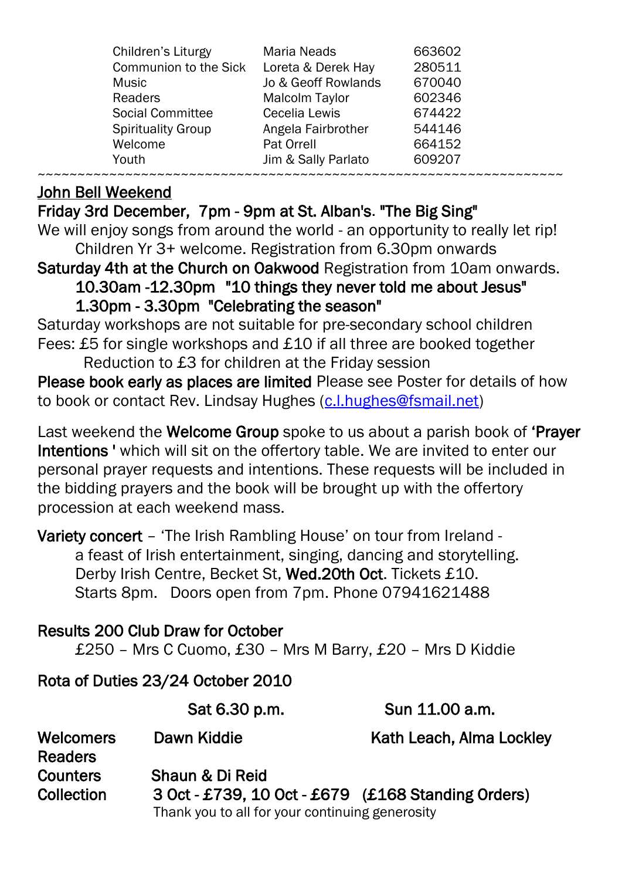| | | |
|---|---|---|
| Children's Liturgy | Maria Neads | 663602 |
| Communion to the Sick | Loreta & Derek Hay | 280511 |
| Music | Jo & Geoff Rowlands | 670040 |
| Readers | Malcolm Taylor | 602346 |
| Social Committee | Cecelia Lewis | 674422 |
| Spirituality Group | Angela Fairbrother | 544146 |
| Welcome | Pat Orrell | 664152 |
| Youth | Jim & Sally Parlato | 609207 |

~~~~~~~~~~~~~~~~~~~~~~~~~~~~~~~~~~~~~~~~~~~~~~~~~~~~~~~~~~~~~~~~~~~~~~~~

**John Bell Weekend**

**Friday 3rd December, 7pm - 9pm at St. Alban's. "The Big Sing"**

We will enjoy songs from around the world - an opportunity to really let rip! Children Yr 3+ welcome. Registration from 6.30pm onwards

**Saturday 4th at the Church on Oakwood** Registration from 10am onwards.

**10.30am -12.30pm "10 things they never told me about Jesus"**

**1.30pm - 3.30pm "Celebrating the season"**

Saturday workshops are not suitable for pre-secondary school children

Fees: £5 for single workshops and £10 if all three are booked together

Reduction to £3 for children at the Friday session

**Please book early as places are limited** Please see Poster for details of how to book or contact Rev. Lindsay Hughes (c.l.hughes@fsmail.net)

Last weekend the **Welcome Group** spoke to us about a parish book of **'Prayer Intentions '** which will sit on the offertory table. We are invited to enter our personal prayer requests and intentions. These requests will be included in the bidding prayers and the book will be brought up with the offertory procession at each weekend mass.

**Variety concert** – 'The Irish Rambling House' on tour from Ireland - a feast of Irish entertainment, singing, dancing and storytelling. Derby Irish Centre, Becket St, **Wed.20th Oct**. Tickets £10. Starts 8pm. Doors open from 7pm. Phone 07941621488

**Results 200 Club Draw for October**

£250 – Mrs C Cuomo, £30 – Mrs M Barry, £20 – Mrs D Kiddie

**Rota of Duties 23/24 October 2010**

| | **Sat 6.30 p.m.** | **Sun 11.00 a.m.** |
|---|---|---|
| **Welcomers** | **Dawn Kiddie** | **Kath Leach, Alma Lockley** |
| **Readers** | | |
| **Counters** | **Shaun & Di Reid** | |
| **Collection** | **3 Oct - £739, 10 Oct - £679 (£168 Standing Orders)** | |

Thank you to all for your continuing generosity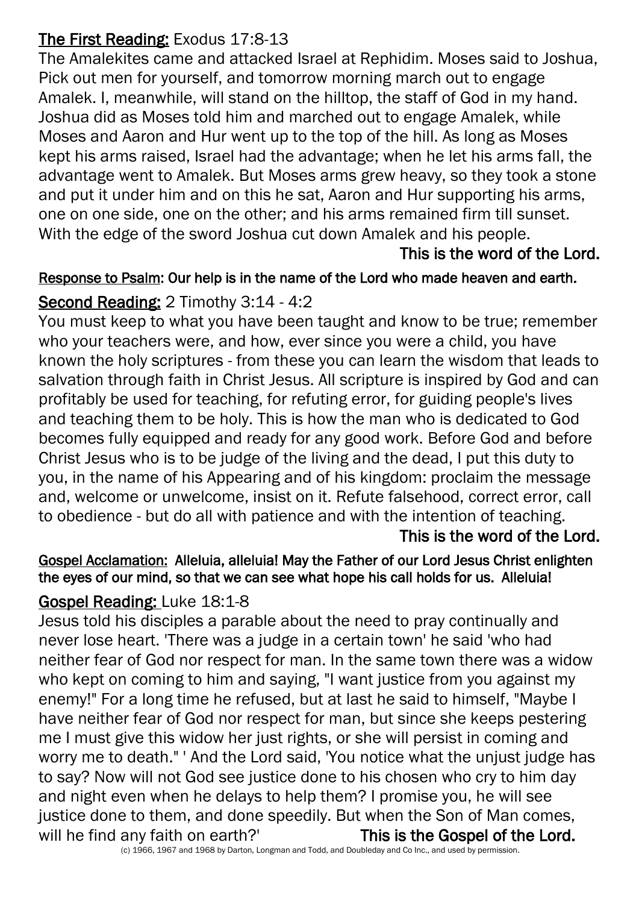**The First Reading:** Exodus 17:8-13

The Amalekites came and attacked Israel at Rephidim. Moses said to Joshua, Pick out men for yourself, and tomorrow morning march out to engage Amalek. I, meanwhile, will stand on the hilltop, the staff of God in my hand. Joshua did as Moses told him and marched out to engage Amalek, while Moses and Aaron and Hur went up to the top of the hill. As long as Moses kept his arms raised, Israel had the advantage; when he let his arms fall, the advantage went to Amalek. But Moses arms grew heavy, so they took a stone and put it under him and on this he sat, Aaron and Hur supporting his arms, one on one side, one on the other; and his arms remained firm till sunset. With the edge of the sword Joshua cut down Amalek and his people.

**This is the word of the Lord.**

**Response to Psalm: Our help is in the name of the Lord who made heaven and earth.**

**Second Reading:** 2 Timothy 3:14 - 4:2

You must keep to what you have been taught and know to be true; remember who your teachers were, and how, ever since you were a child, you have known the holy scriptures - from these you can learn the wisdom that leads to salvation through faith in Christ Jesus. All scripture is inspired by God and can profitably be used for teaching, for refuting error, for guiding people's lives and teaching them to be holy. This is how the man who is dedicated to God becomes fully equipped and ready for any good work. Before God and before Christ Jesus who is to be judge of the living and the dead, I put this duty to you, in the name of his Appearing and of his kingdom: proclaim the message and, welcome or unwelcome, insist on it. Refute falsehood, correct error, call to obedience - but do all with patience and with the intention of teaching.

**This is the word of the Lord.**

**Gospel Acclamation: Alleluia, alleluia! May the Father of our Lord Jesus Christ enlighten the eyes of our mind, so that we can see what hope his call holds for us. Alleluia!**

**Gospel Reading:** Luke 18:1-8

Jesus told his disciples a parable about the need to pray continually and never lose heart. 'There was a judge in a certain town' he said 'who had neither fear of God nor respect for man. In the same town there was a widow who kept on coming to him and saying, "I want justice from you against my enemy!" For a long time he refused, but at last he said to himself, "Maybe I have neither fear of God nor respect for man, but since she keeps pestering me I must give this widow her just rights, or she will persist in coming and worry me to death." ' And the Lord said, 'You notice what the unjust judge has to say? Now will not God see justice done to his chosen who cry to him day and night even when he delays to help them? I promise you, he will see justice done to them, and done speedily. But when the Son of Man comes, will he find any faith on earth?' **This is the Gospel of the Lord.**

(c) 1966, 1967 and 1968 by Darton, Longman and Todd, and Doubleday and Co Inc., and used by permission.